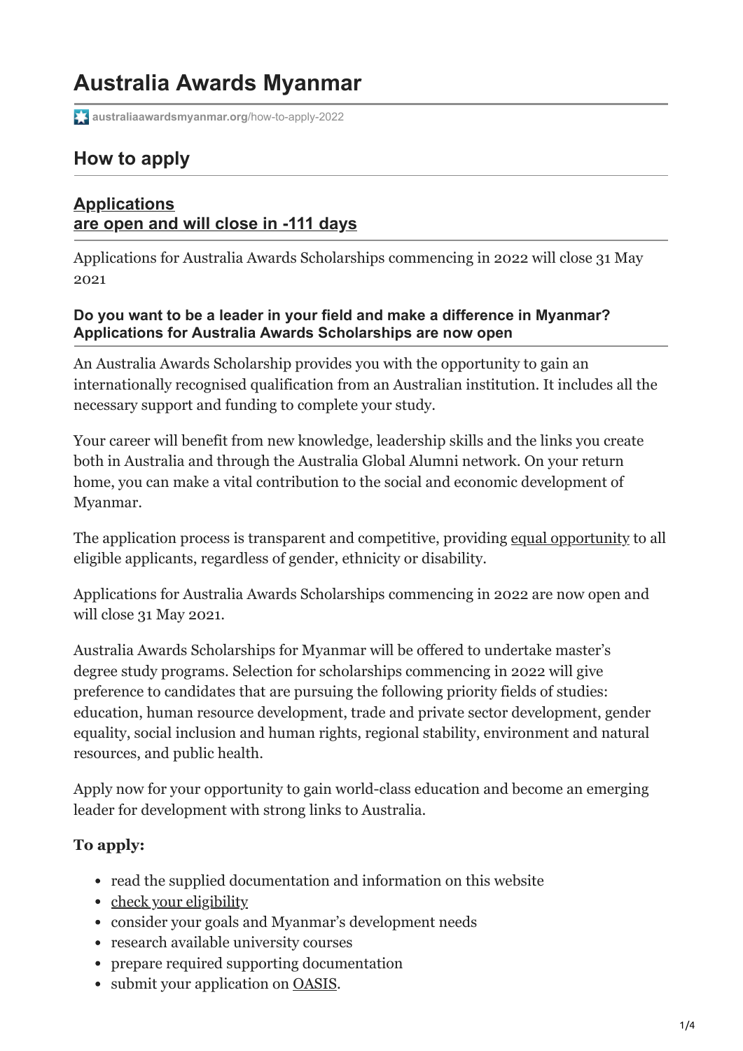# Australia Awards Myanmar

australiaawardsmyanmar.org/how-to-apply-2022

## How to apply

### Applications are open and will close in -111 days

Applications for Australia Awards Scholarships commencing in 2022 will close 31 May 2021

#### Do you want to be a leader in your field and make a difference in Myanmar? Applications for Australia Awards Scholarships are now open

An Australia Awards Scholarship provides you with the opportunity to gain an internationally recognised qualification from an Australian institution. It includes all the necessary support and funding to complete your study.

Your career will benefit from new knowledge, leadership skills and the links you create both in Australia and through the Australia Global Alumni network. On your return home, you can make a vital contribution to the social and economic development of Myanmar.

The application process is transparent and competitive, providing equal opportunity to all eligible applicants, regardless of gender, ethnicity or disability.

Applications for Australia Awards Scholarships commencing in 2022 are now open and will close 31 May 2021.

Australia Awards Scholarships for Myanmar will be offered to undertake master's degree study programs. Selection for scholarships commencing in 2022 will give preference to candidates that are pursuing the following priority fields of studies: education, human resource development, trade and private sector development, gender equality, social inclusion and human rights, regional stability, environment and natural resources, and public health.

Apply now for your opportunity to gain world-class education and become an emerging leader for development with strong links to Australia.

**To apply:**

- read the supplied documentation and information on this website
- check your eligibility
- consider your goals and Myanmar's development needs
- research available university courses
- prepare required supporting documentation
- submit your application on OASIS.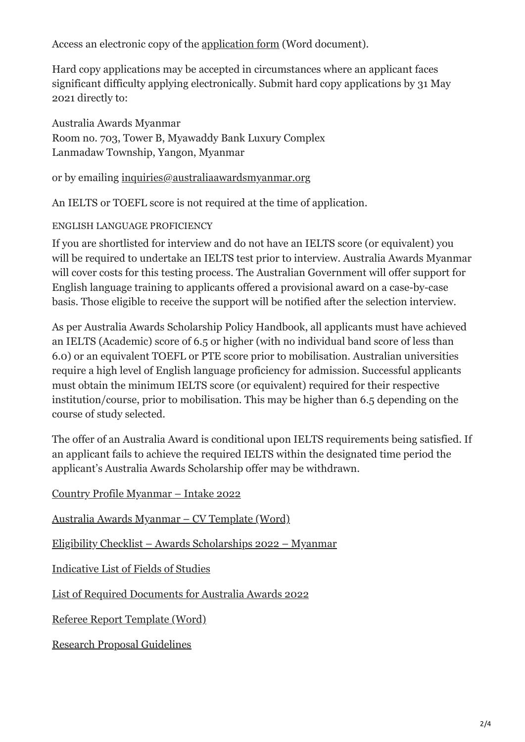Access an electronic copy of the application form (Word document).

Hard copy applications may be accepted in circumstances where an applicant faces significant difficulty applying electronically. Submit hard copy applications by 31 May 2021 directly to:

Australia Awards Myanmar
Room no. 703, Tower B, Myawaddy Bank Luxury Complex
Lanmadaw Township, Yangon, Myanmar

or by emailing inquiries@australiaawardsmyanmar.org

An IELTS or TOEFL score is not required at the time of application.

ENGLISH LANGUAGE PROFICIENCY

If you are shortlisted for interview and do not have an IELTS score (or equivalent) you will be required to undertake an IELTS test prior to interview. Australia Awards Myanmar will cover costs for this testing process. The Australian Government will offer support for English language training to applicants offered a provisional award on a case-by-case basis. Those eligible to receive the support will be notified after the selection interview.

As per Australia Awards Scholarship Policy Handbook, all applicants must have achieved an IELTS (Academic) score of 6.5 or higher (with no individual band score of less than 6.0) or an equivalent TOEFL or PTE score prior to mobilisation. Australian universities require a high level of English language proficiency for admission. Successful applicants must obtain the minimum IELTS score (or equivalent) required for their respective institution/course, prior to mobilisation. This may be higher than 6.5 depending on the course of study selected.

The offer of an Australia Award is conditional upon IELTS requirements being satisfied. If an applicant fails to achieve the required IELTS within the designated time period the applicant's Australia Awards Scholarship offer may be withdrawn.

Country Profile Myanmar – Intake 2022

Australia Awards Myanmar – CV Template (Word)

Eligibility Checklist – Awards Scholarships 2022 – Myanmar

Indicative List of Fields of Studies

List of Required Documents for Australia Awards 2022

Referee Report Template (Word)

Research Proposal Guidelines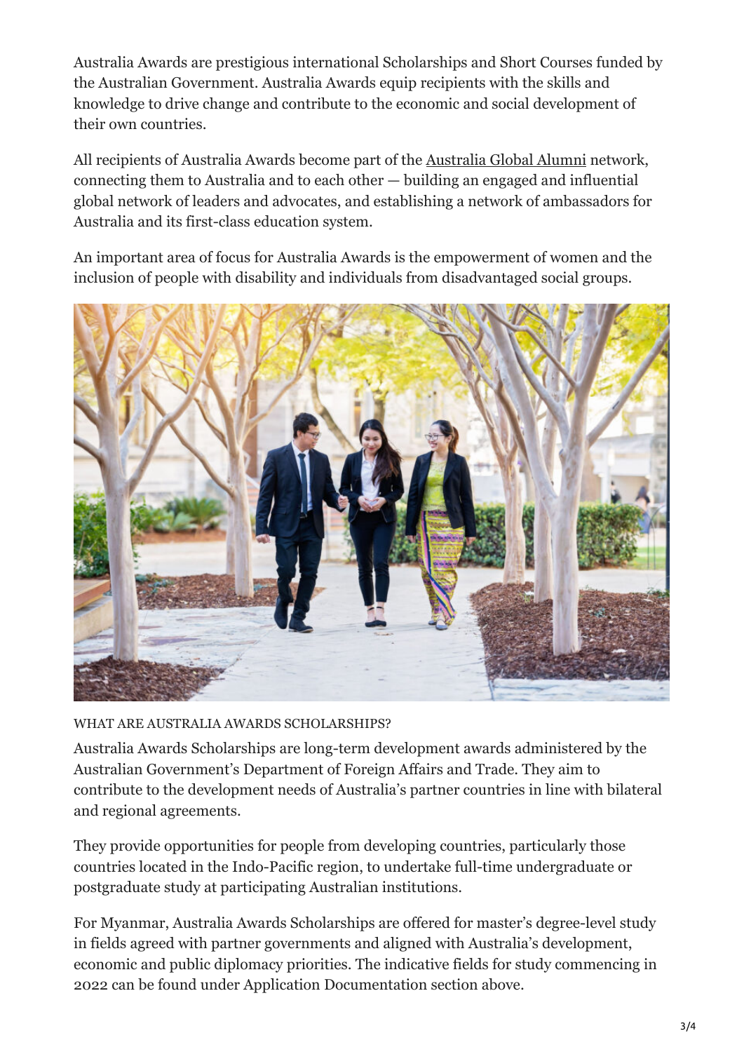Australia Awards are prestigious international Scholarships and Short Courses funded by the Australian Government. Australia Awards equip recipients with the skills and knowledge to drive change and contribute to the economic and social development of their own countries.

All recipients of Australia Awards become part of the Australia Global Alumni network, connecting them to Australia and to each other — building an engaged and influential global network of leaders and advocates, and establishing a network of ambassadors for Australia and its first-class education system.

An important area of focus for Australia Awards is the empowerment of women and the inclusion of people with disability and individuals from disadvantaged social groups.

WHAT ARE AUSTRALIA AWARDS SCHOLARSHIPS?

Australia Awards Scholarships are long-term development awards administered by the Australian Government's Department of Foreign Affairs and Trade. They aim to contribute to the development needs of Australia's partner countries in line with bilateral and regional agreements.

They provide opportunities for people from developing countries, particularly those countries located in the Indo-Pacific region, to undertake full-time undergraduate or postgraduate study at participating Australian institutions.

For Myanmar, Australia Awards Scholarships are offered for master's degree-level study in fields agreed with partner governments and aligned with Australia's development, economic and public diplomacy priorities. The indicative fields for study commencing in 2022 can be found under Application Documentation section above.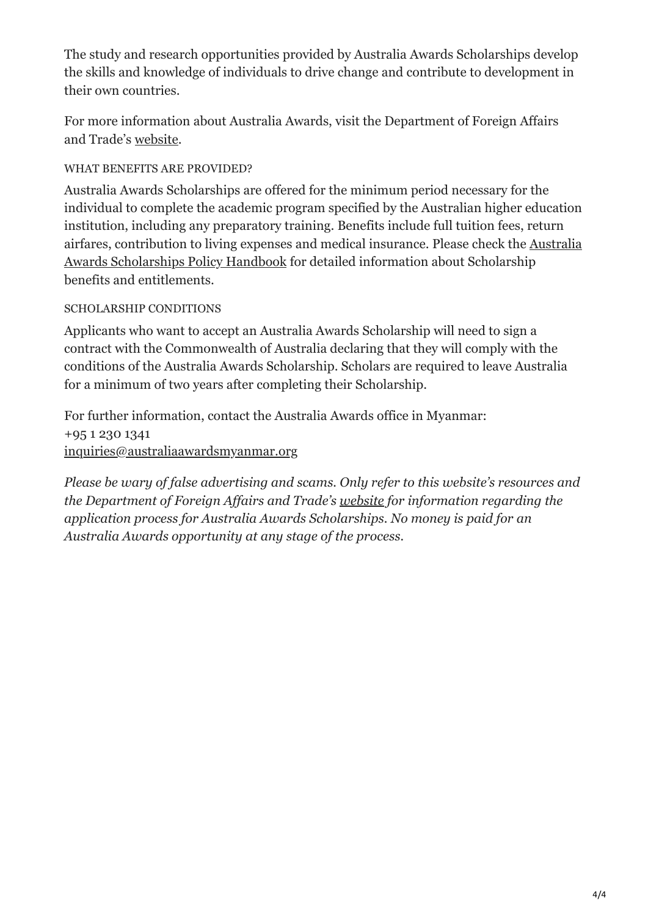The study and research opportunities provided by Australia Awards Scholarships develop the skills and knowledge of individuals to drive change and contribute to development in their own countries.

For more information about Australia Awards, visit the Department of Foreign Affairs and Trade's website.

### WHAT BENEFITS ARE PROVIDED?

Australia Awards Scholarships are offered for the minimum period necessary for the individual to complete the academic program specified by the Australian higher education institution, including any preparatory training. Benefits include full tuition fees, return airfares, contribution to living expenses and medical insurance. Please check the Australia Awards Scholarships Policy Handbook for detailed information about Scholarship benefits and entitlements.

### SCHOLARSHIP CONDITIONS

Applicants who want to accept an Australia Awards Scholarship will need to sign a contract with the Commonwealth of Australia declaring that they will comply with the conditions of the Australia Awards Scholarship. Scholars are required to leave Australia for a minimum of two years after completing their Scholarship.

For further information, contact the Australia Awards office in Myanmar:
+95 1 230 1341
inquiries@australiaawardsmyanmar.org

*Please be wary of false advertising and scams. Only refer to this website's resources and the Department of Foreign Affairs and Trade's website for information regarding the application process for Australia Awards Scholarships. No money is paid for an Australia Awards opportunity at any stage of the process.*